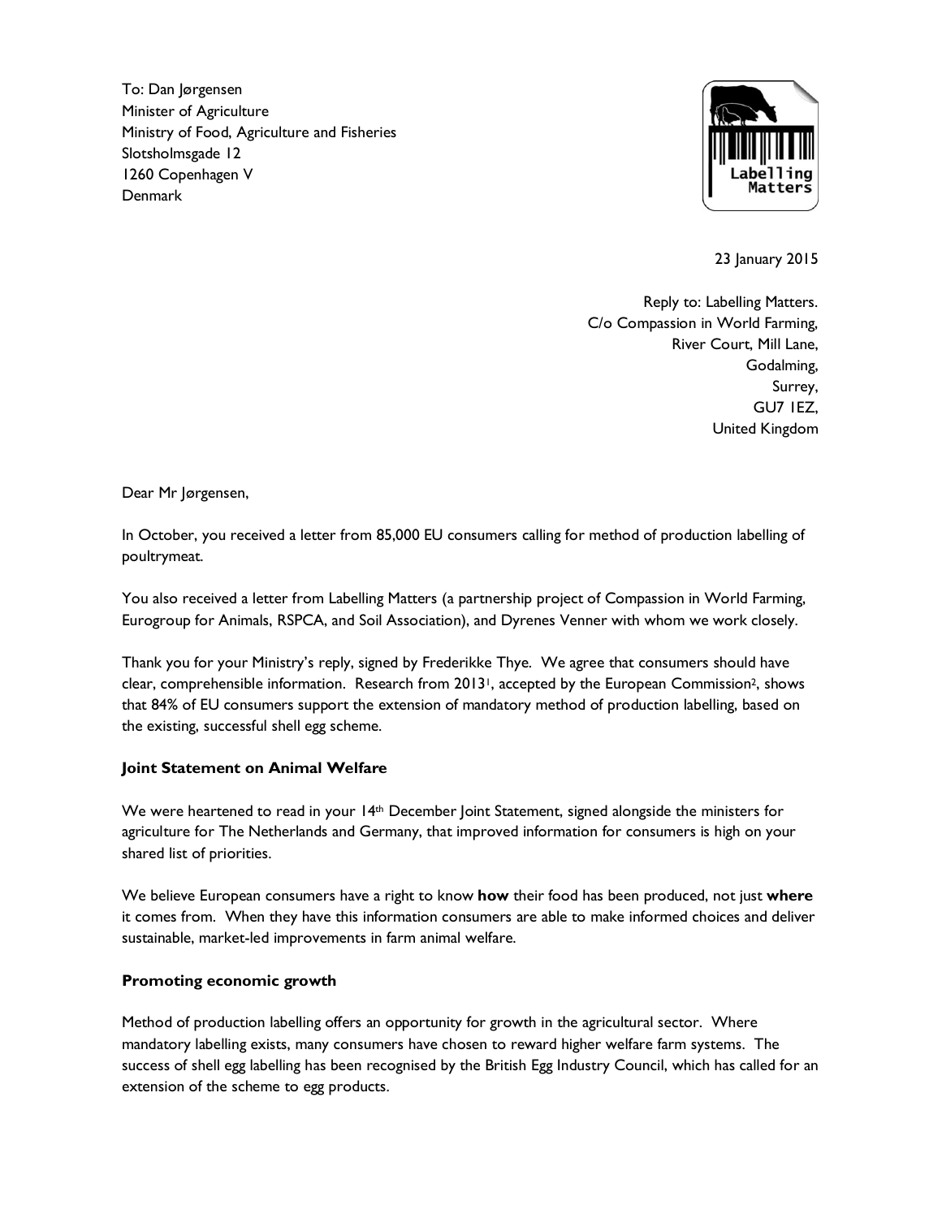To: Dan Jørgensen
Minister of Agriculture
Ministry of Food, Agriculture and Fisheries
Slotsholmsgade 12
1260 Copenhagen V
Denmark

Labelling Matters

23 January 2015

Reply to: Labelling Matters.
C/o Compassion in World Farming,
River Court, Mill Lane,
Godalming,
Surrey,
GU7 1EZ,
United Kingdom

Dear Mr Jørgensen,

In October, you received a letter from 85,000 EU consumers calling for method of production labelling of poultrymeat.

You also received a letter from Labelling Matters (a partnership project of Compassion in World Farming, Eurogroup for Animals, RSPCA, and Soil Association), and Dyrenes Venner with whom we work closely.

Thank you for your Ministry's reply, signed by Frederikke Thye. We agree that consumers should have clear, comprehensible information. Research from 2013[1], accepted by the European Commission[2], shows that 84% of EU consumers support the extension of mandatory method of production labelling, based on the existing, successful shell egg scheme.

**Joint Statement on Animal Welfare**

We were heartened to read in your 14th December Joint Statement, signed alongside the ministers for agriculture for The Netherlands and Germany, that improved information for consumers is high on your shared list of priorities.

We believe European consumers have a right to know **how** their food has been produced, not just **where** it comes from. When they have this information consumers are able to make informed choices and deliver sustainable, market-led improvements in farm animal welfare.

**Promoting economic growth**

Method of production labelling offers an opportunity for growth in the agricultural sector. Where mandatory labelling exists, many consumers have chosen to reward higher welfare farm systems. The success of shell egg labelling has been recognised by the British Egg Industry Council, which has called for an extension of the scheme to egg products.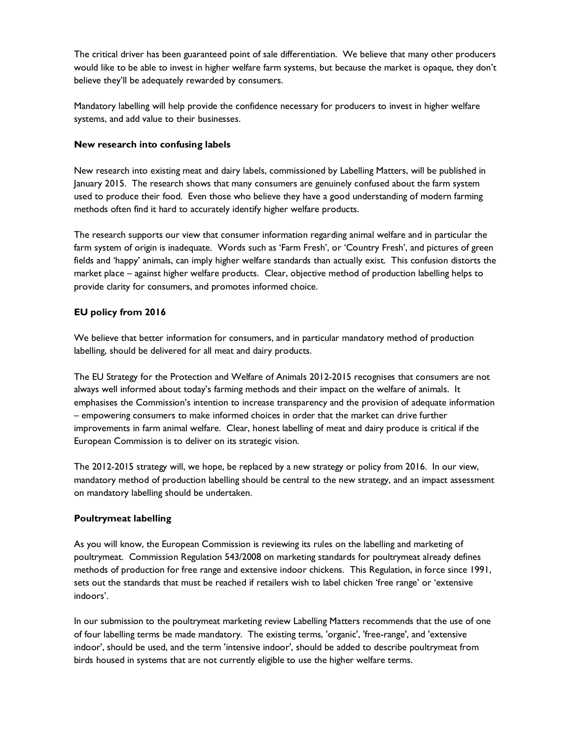The critical driver has been guaranteed point of sale differentiation. We believe that many other producers would like to be able to invest in higher welfare farm systems, but because the market is opaque, they don't believe they'll be adequately rewarded by consumers.

Mandatory labelling will help provide the confidence necessary for producers to invest in higher welfare systems, and add value to their businesses.

**New research into confusing labels**

New research into existing meat and dairy labels, commissioned by Labelling Matters, will be published in January 2015. The research shows that many consumers are genuinely confused about the farm system used to produce their food. Even those who believe they have a good understanding of modern farming methods often find it hard to accurately identify higher welfare products.

The research supports our view that consumer information regarding animal welfare and in particular the farm system of origin is inadequate. Words such as 'Farm Fresh', or 'Country Fresh', and pictures of green fields and 'happy' animals, can imply higher welfare standards than actually exist. This confusion distorts the market place – against higher welfare products. Clear, objective method of production labelling helps to provide clarity for consumers, and promotes informed choice.

**EU policy from 2016**

We believe that better information for consumers, and in particular mandatory method of production labelling, should be delivered for all meat and dairy products.

The EU Strategy for the Protection and Welfare of Animals 2012-2015 recognises that consumers are not always well informed about today's farming methods and their impact on the welfare of animals. It emphasises the Commission's intention to increase transparency and the provision of adequate information – empowering consumers to make informed choices in order that the market can drive further improvements in farm animal welfare. Clear, honest labelling of meat and dairy produce is critical if the European Commission is to deliver on its strategic vision.

The 2012-2015 strategy will, we hope, be replaced by a new strategy or policy from 2016. In our view, mandatory method of production labelling should be central to the new strategy, and an impact assessment on mandatory labelling should be undertaken.

**Poultrymeat labelling**

As you will know, the European Commission is reviewing its rules on the labelling and marketing of poultrymeat. Commission Regulation 543/2008 on marketing standards for poultrymeat already defines methods of production for free range and extensive indoor chickens. This Regulation, in force since 1991, sets out the standards that must be reached if retailers wish to label chicken 'free range' or 'extensive indoors'.

In our submission to the poultrymeat marketing review Labelling Matters recommends that the use of one of four labelling terms be made mandatory. The existing terms, 'organic', 'free-range', and 'extensive indoor', should be used, and the term 'intensive indoor', should be added to describe poultrymeat from birds housed in systems that are not currently eligible to use the higher welfare terms.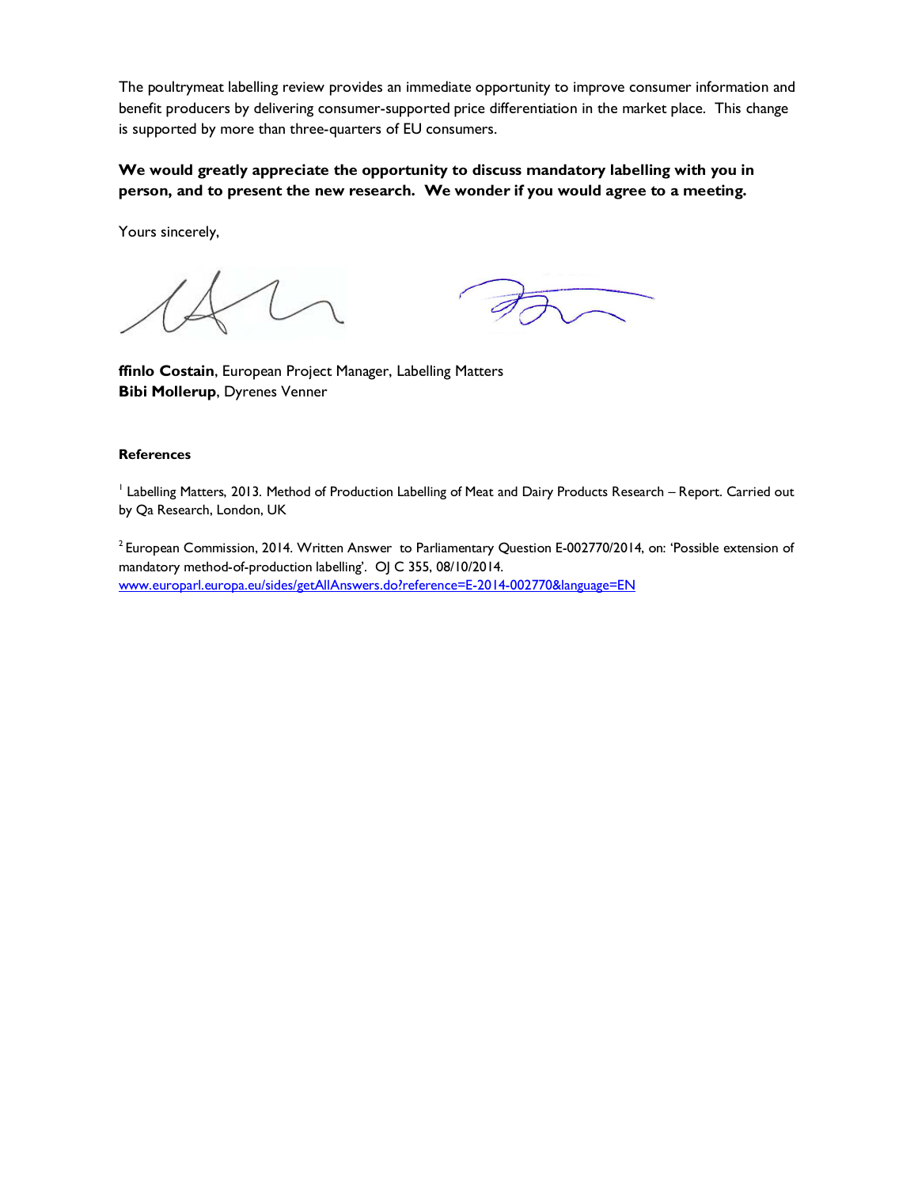The poultrymeat labelling review provides an immediate opportunity to improve consumer information and benefit producers by delivering consumer-supported price differentiation in the market place. This change is supported by more than three-quarters of EU consumers.

**We would greatly appreciate the opportunity to discuss mandatory labelling with you in person, and to present the new research. We wonder if you would agree to a meeting.**

Yours sincerely,

**ffinlo Costain**, European Project Manager, Labelling Matters
**Bibi Mollerup**, Dyrenes Venner

**References**

[1] Labelling Matters, 2013. Method of Production Labelling of Meat and Dairy Products Research – Report. Carried out by Qa Research, London, UK

[2] European Commission, 2014. Written Answer to Parliamentary Question E-002770/2014, on: 'Possible extension of mandatory method-of-production labelling'. OJ C 355, 08/10/2014.
www.europarl.europa.eu/sides/getAllAnswers.do?reference=E-2014-002770&language=EN